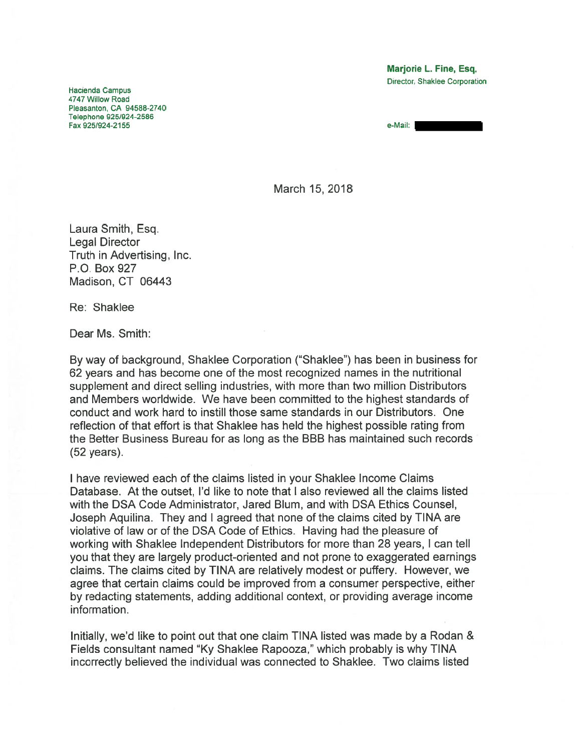**Marjorie L. Fine, Esq.**
Director, Shaklee Corporation

Hacienda Campus
4747 Willow Road
Pleasanton, CA 94588-2740
Telephone 925/924-2586
Fax 925/924-2155

e-Mail:

March 15, 2018

Laura Smith, Esq.
Legal Director
Truth in Advertising, Inc.
P.O. Box 927
Madison, CT 06443

Re: Shaklee

Dear Ms. Smith:

By way of background, Shaklee Corporation ("Shaklee") has been in business for 62 years and has become one of the most recognized names in the nutritional supplement and direct selling industries, with more than two million Distributors and Members worldwide. We have been committed to the highest standards of conduct and work hard to instill those same standards in our Distributors. One reflection of that effort is that Shaklee has held the highest possible rating from the Better Business Bureau for as long as the BBB has maintained such records (52 years).

I have reviewed each of the claims listed in your Shaklee Income Claims Database. At the outset, I'd like to note that I also reviewed all the claims listed with the DSA Code Administrator, Jared Blum, and with DSA Ethics Counsel, Joseph Aquilina. They and I agreed that none of the claims cited by TINA are violative of law or of the DSA Code of Ethics. Having had the pleasure of working with Shaklee Independent Distributors for more than 28 years, I can tell you that they are largely product-oriented and not prone to exaggerated earnings claims. The claims cited by TINA are relatively modest or puffery. However, we agree that certain claims could be improved from a consumer perspective, either by redacting statements, adding additional context, or providing average income information.

Initially, we'd like to point out that one claim TINA listed was made by a Rodan & Fields consultant named "Ky Shaklee Rapooza," which probably is why TINA incorrectly believed the individual was connected to Shaklee. Two claims listed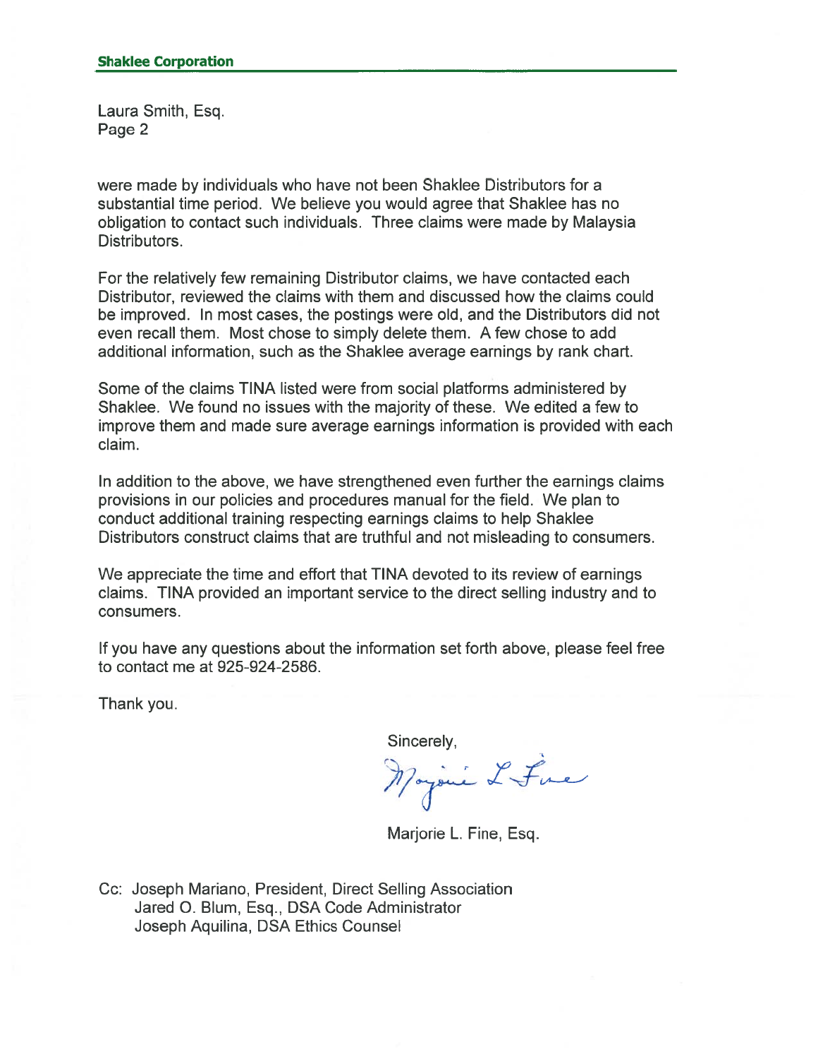Laura Smith, Esq.
Page 2

were made by individuals who have not been Shaklee Distributors for a substantial time period. We believe you would agree that Shaklee has no obligation to contact such individuals. Three claims were made by Malaysia Distributors.

For the relatively few remaining Distributor claims, we have contacted each Distributor, reviewed the claims with them and discussed how the claims could be improved. In most cases, the postings were old, and the Distributors did not even recall them. Most chose to simply delete them. A few chose to add additional information, such as the Shaklee average earnings by rank chart.

Some of the claims TINA listed were from social platforms administered by Shaklee. We found no issues with the majority of these. We edited a few to improve them and made sure average earnings information is provided with each claim.

In addition to the above, we have strengthened even further the earnings claims provisions in our policies and procedures manual for the field. We plan to conduct additional training respecting earnings claims to help Shaklee Distributors construct claims that are truthful and not misleading to consumers.

We appreciate the time and effort that TINA devoted to its review of earnings claims. TINA provided an important service to the direct selling industry and to consumers.

If you have any questions about the information set forth above, please feel free to contact me at 925-924-2586.

Thank you.

Sincerely,

Marjorie L. Fine

Marjorie L. Fine, Esq.

Cc: Joseph Mariano, President, Direct Selling Association
Jared O. Blum, Esq., DSA Code Administrator
Joseph Aquilina, DSA Ethics Counsel